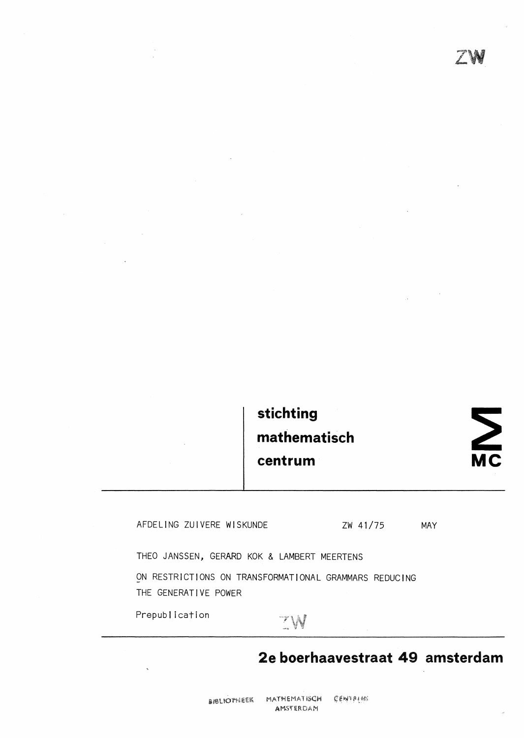ZW

**stichting mathematisch centrum**

**MC**

AFDELING ZUIVERE WISKUNDE ZW 41/75 MAY

THEO JANSSEN, GERARD KOK & LAMBERT MEERTENS

# ON RESTRICTIONS ON TRANSFORMATIONAL GRAMMARS REDUCING THE GENERATIVE POWER

Prepublication

ZW

**2e boerhaavestraat 49 amsterdam**

BIBLIOTHEEK MATHEMATISCH CENTRUM AMSTERDAM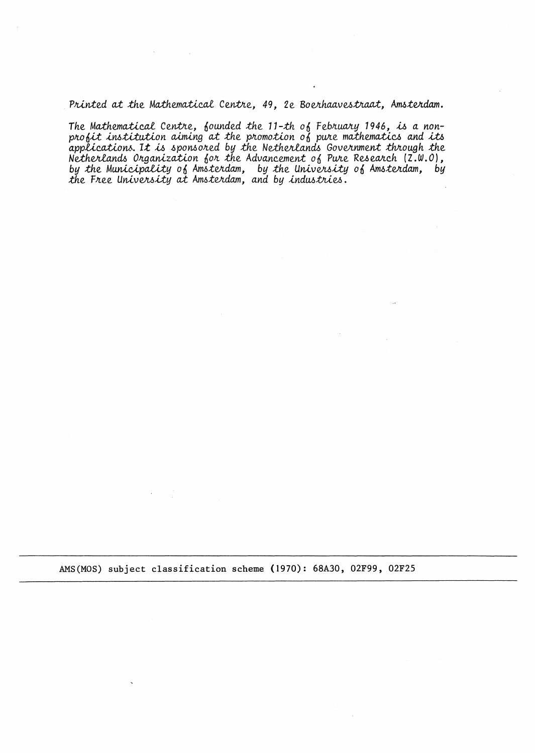*Printed at the Mathematical Centre, 49, 2e Boerhaavestraat, Amsterdam.*

*The Mathematical Centre, founded the 11-th of February 1946, is a non-profit institution aiming at the promotion of pure mathematics and its applications. It is sponsored by the Netherlands Government through the Netherlands Organization for the Advancement of Pure Research (Z.W.O), by the Municipality of Amsterdam, by the University of Amsterdam, by the Free University at Amsterdam, and by industries.*

---

AMS(MOS) subject classification scheme (1970): 68A30, 02F99, 02F25

---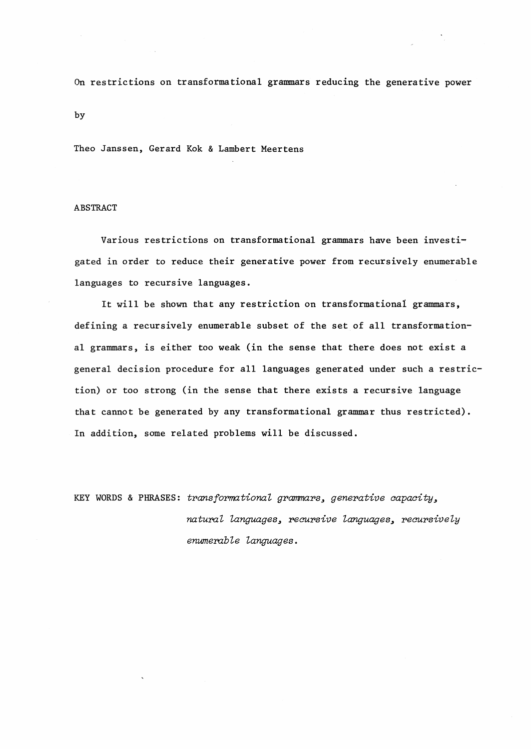On restrictions on transformational grammars reducing the generative power

by

Theo Janssen, Gerard Kok & Lambert Meertens

## ABSTRACT

Various restrictions on transformational grammars have been investigated in order to reduce their generative power from recursively enumerable languages to recursive languages.

It will be shown that any restriction on transformational grammars, defining a recursively enumerable subset of the set of all transformational grammars, is either too weak (in the sense that there does not exist a general decision procedure for all languages generated under such a restriction) or too strong (in the sense that there exists a recursive language that cannot be generated by any transformational grammar thus restricted). In addition, some related problems will be discussed.

KEY WORDS & PHRASES: *transformational grammars, generative capacity, natural languages, recursive languages, recursively enumerable languages.*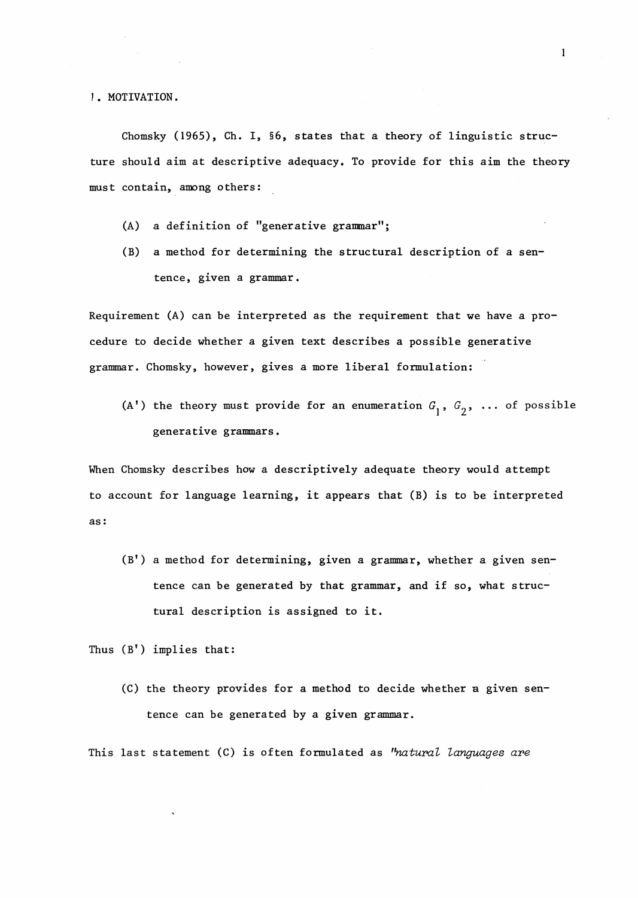## 1. MOTIVATION.

Chomsky (1965), Ch. I, §6, states that a theory of linguistic structure should aim at descriptive adequacy. To provide for this aim the theory must contain, among others:

(A) a definition of "generative grammar";

(B) a method for determining the structural description of a sentence, given a grammar.

Requirement (A) can be interpreted as the requirement that we have a procedure to decide whether a given text describes a possible generative grammar. Chomsky, however, gives a more liberal formulation:

(A') the theory must provide for an enumeration $G_1$, $G_2$, ... of possible generative grammars.

When Chomsky describes how a descriptively adequate theory would attempt to account for language learning, it appears that (B) is to be interpreted as:

(B') a method for determining, given a grammar, whether a given sentence can be generated by that grammar, and if so, what structural description is assigned to it.

Thus (B') implies that:

(C) the theory provides for a method to decide whether a given sentence can be generated by a given grammar.

This last statement (C) is often formulated as "*natural languages are*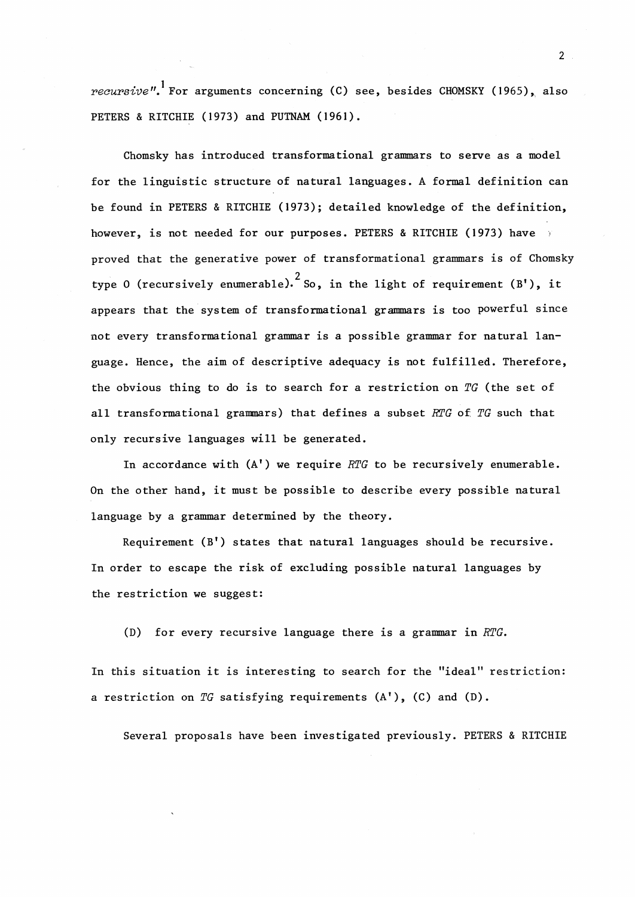*recursive*".[1] For arguments concerning (C) see, besides CHOMSKY (1965), also PETERS & RITCHIE (1973) and PUTNAM (1961).

Chomsky has introduced transformational grammars to serve as a model for the linguistic structure of natural languages. A formal definition can be found in PETERS & RITCHIE (1973); detailed knowledge of the definition, however, is not needed for our purposes. PETERS & RITCHIE (1973) have proved that the generative power of transformational grammars is of Chomsky type 0 (recursively enumerable).[2] So, in the light of requirement (B'), it appears that the system of transformational grammars is too powerful since not every transformational grammar is a possible grammar for natural language. Hence, the aim of descriptive adequacy is not fulfilled. Therefore, the obvious thing to do is to search for a restriction on *TG* (the set of all transformational grammars) that defines a subset *RTG* of *TG* such that only recursive languages will be generated.

In accordance with (A') we require *RTG* to be recursively enumerable. On the other hand, it must be possible to describe every possible natural language by a grammar determined by the theory.

Requirement (B') states that natural languages should be recursive. In order to escape the risk of excluding possible natural languages by the restriction we suggest:

(D) for every recursive language there is a grammar in *RTG*.

In this situation it is interesting to search for the "ideal" restriction: a restriction on *TG* satisfying requirements (A'), (C) and (D).

Several proposals have been investigated previously. PETERS & RITCHIE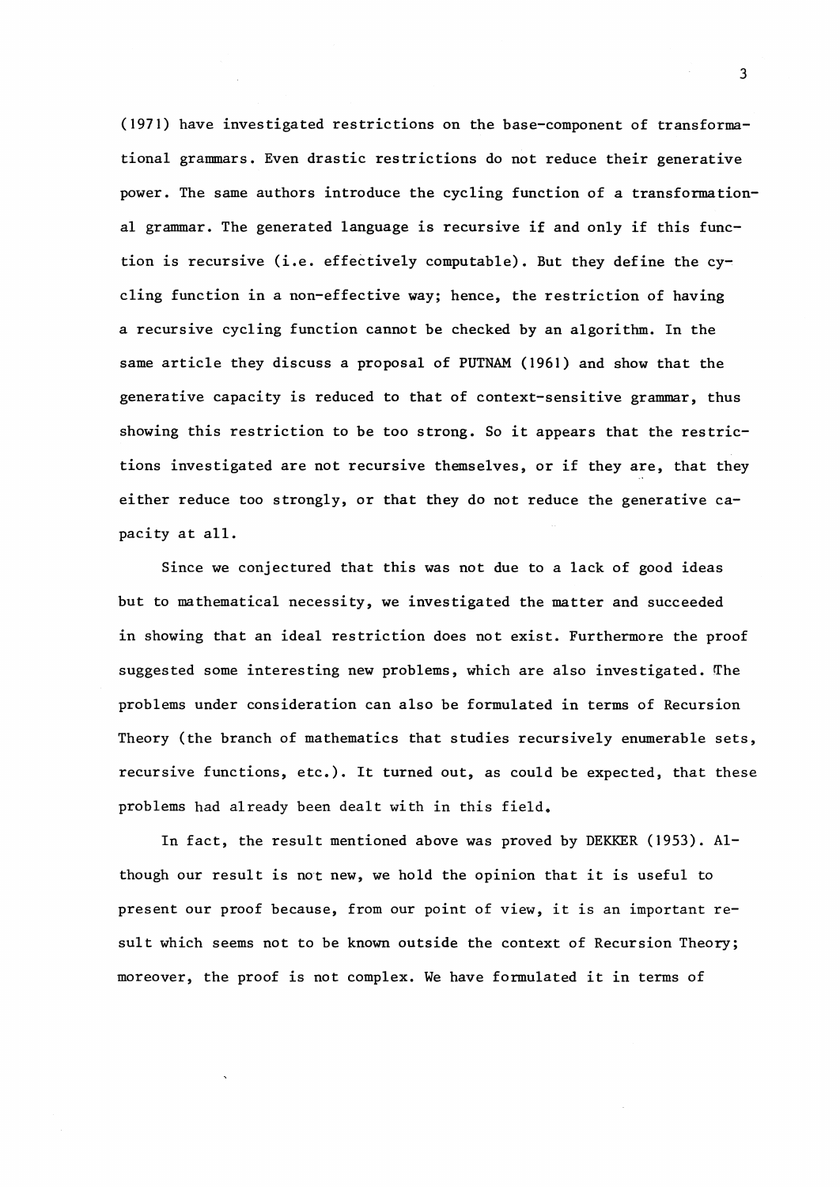(1971) have investigated restrictions on the base-component of transformational grammars. Even drastic restrictions do not reduce their generative power. The same authors introduce the cycling function of a transformational grammar. The generated language is recursive if and only if this function is recursive (i.e. effectively computable). But they define the cycling function in a non-effective way; hence, the restriction of having a recursive cycling function cannot be checked by an algorithm. In the same article they discuss a proposal of PUTNAM (1961) and show that the generative capacity is reduced to that of context-sensitive grammar, thus showing this restriction to be too strong. So it appears that the restrictions investigated are not recursive themselves, or if they are, that they either reduce too strongly, or that they do not reduce the generative capacity at all.

Since we conjectured that this was not due to a lack of good ideas but to mathematical necessity, we investigated the matter and succeeded in showing that an ideal restriction does not exist. Furthermore the proof suggested some interesting new problems, which are also investigated. The problems under consideration can also be formulated in terms of Recursion Theory (the branch of mathematics that studies recursively enumerable sets, recursive functions, etc.). It turned out, as could be expected, that these problems had already been dealt with in this field.

In fact, the result mentioned above was proved by DEKKER (1953). Although our result is not new, we hold the opinion that it is useful to present our proof because, from our point of view, it is an important result which seems not to be known outside the context of Recursion Theory; moreover, the proof is not complex. We have formulated it in terms of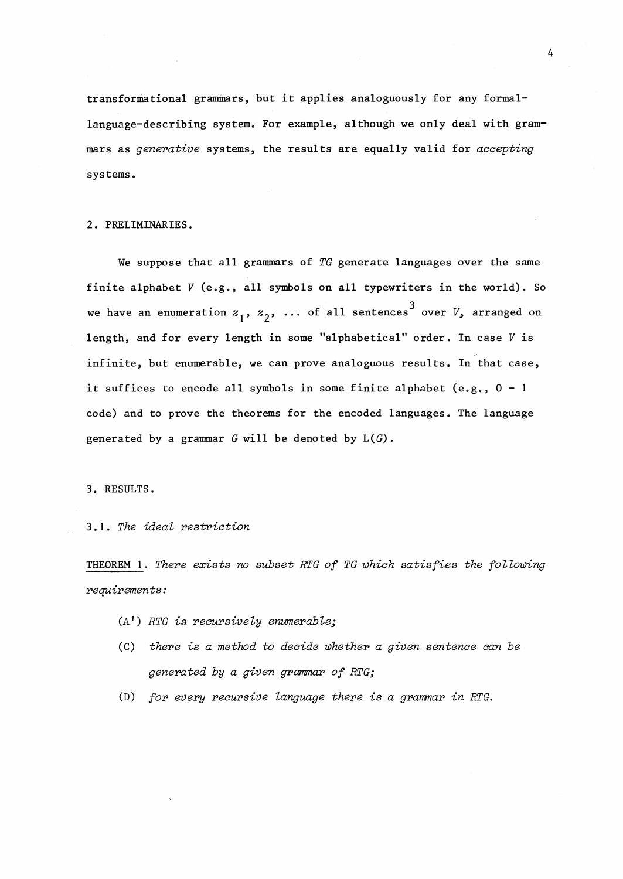transformational grammars, but it applies analoguously for any formal-language-describing system. For example, although we only deal with grammars as *generative* systems, the results are equally valid for *accepting* systems.

## 2. PRELIMINARIES.

We suppose that all grammars of *TG* generate languages over the same finite alphabet $V$ (e.g., all symbols on all typewriters in the world). So we have an enumeration $z_1$, $z_2$, ... of all sentences[3] over $V$, arranged on length, and for every length in some "alphabetical" order. In case $V$ is infinite, but enumerable, we can prove analoguous results. In that case, it suffices to encode all symbols in some finite alphabet (e.g., 0 - 1 code) and to prove the theorems for the encoded languages. The language generated by a grammar $G$ will be denoted by $L(G)$.

## 3. RESULTS.

### 3.1. *The ideal restriction*

THEOREM 1. *There exists no subset RTG of TG which satisfies the following requirements:*

- (A') *RTG is recursively enumerable;*
- (C) *there is a method to decide whether a given sentence can be generated by a given grammar of RTG;*
- (D) *for every recursive language there is a grammar in RTG.*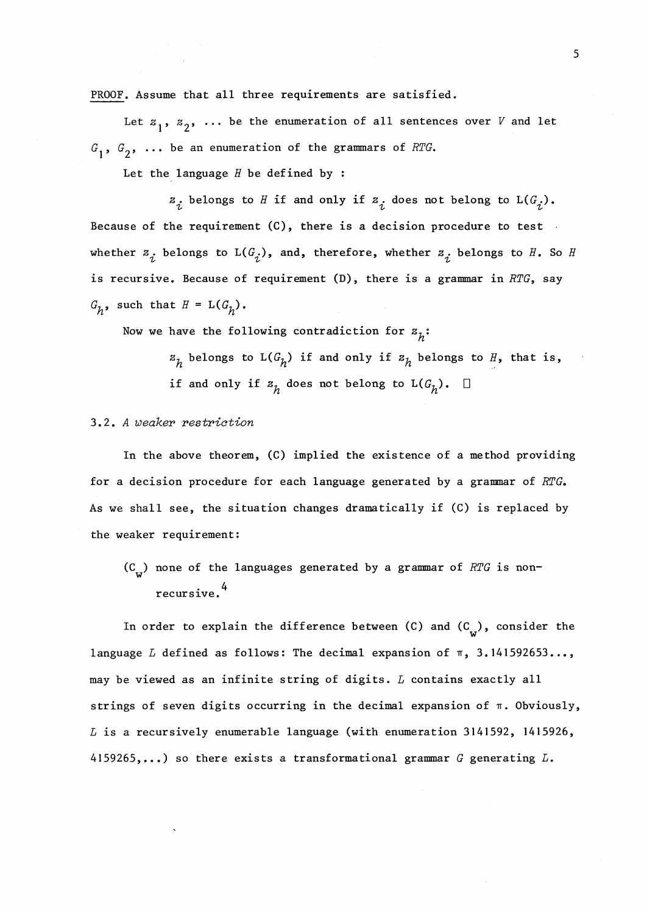PROOF. Assume that all three requirements are satisfied.

Let $z_1$, $z_2$, ... be the enumeration of all sentences over $V$ and let $G_1$, $G_2$, ... be an enumeration of the grammars of *RTG*.

Let the language $H$ be defined by :

$z_i$ belongs to $H$ if and only if $z_i$ does not belong to $L(G_i)$.

Because of the requirement (C), there is a decision procedure to test whether $z_i$ belongs to $L(G_i)$, and, therefore, whether $z_i$ belongs to $H$. So $H$ is recursive. Because of requirement (D), there is a grammar in *RTG*, say $G_h$, such that $H = L(G_h)$.

Now we have the following contradiction for $z_h$:

$z_h$ belongs to $L(G_h)$ if and only if $z_h$ belongs to $H$, that is, if and only if $z_h$ does not belong to $L(G_h)$. □

### 3.2. *A weaker restriction*

In the above theorem, (C) implied the existence of a method providing for a decision procedure for each language generated by a grammar of *RTG*. As we shall see, the situation changes dramatically if (C) is replaced by the weaker requirement:

($C_w$) none of the languages generated by a grammar of *RTG* is non-recursive.[4]

In order to explain the difference between (C) and ($C_w$), consider the language $L$ defined as follows: The decimal expansion of $\pi$, 3.141592653..., may be viewed as an infinite string of digits. $L$ contains exactly all strings of seven digits occurring in the decimal expansion of $\pi$. Obviously, $L$ is a recursively enumerable language (with enumeration 3141592, 1415926, 4159265,...) so there exists a transformational grammar $G$ generating $L$.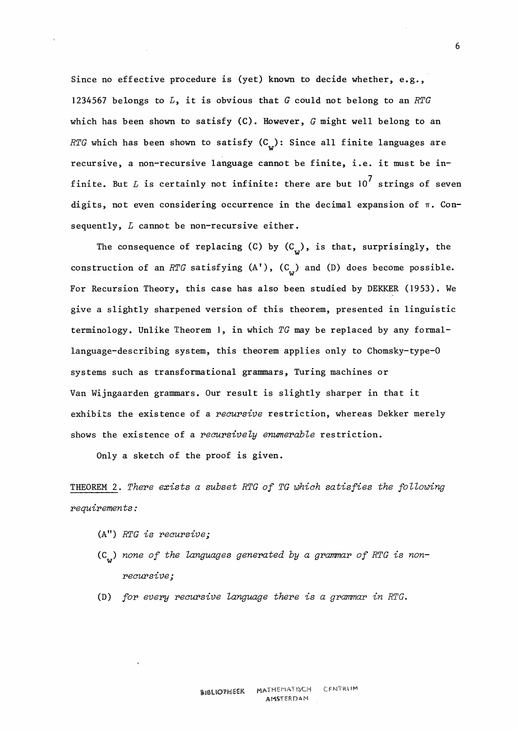Since no effective procedure is (yet) known to decide whether, e.g., 1234567 belongs to *L*, it is obvious that *G* could not belong to an *RTG* which has been shown to satisfy (C). However, *G* might well belong to an *RTG* which has been shown to satisfy ($C_w$): Since all finite languages are recursive, a non-recursive language cannot be finite, i.e. it must be infinite. But *L* is certainly not infinite: there are but $10^7$ strings of seven digits, not even considering occurrence in the decimal expansion of $\pi$. Consequently, *L* cannot be non-recursive either.

The consequence of replacing (C) by ($C_w$), is that, surprisingly, the construction of an *RTG* satisfying (A'), ($C_w$) and (D) does become possible. For Recursion Theory, this case has also been studied by DEKKER (1953). We give a slightly sharpened version of this theorem, presented in linguistic terminology. Unlike Theorem 1, in which *TG* may be replaced by any formal-language-describing system, this theorem applies only to Chomsky-type-0 systems such as transformational grammars, Turing machines or Van Wijngaarden grammars. Our result is slightly sharper in that it exhibits the existence of a *recursive* restriction, whereas Dekker merely shows the existence of a *recursively enumerable* restriction.

Only a sketch of the proof is given.

<u>THEOREM 2</u>. *There exists a subset RTG of TG which satisfies the following requirements:*

- (A") *RTG is recursive;*
- ($C_w$) *none of the languages generated by a grammar of RTG is non-recursive;*
- (D) *for every recursive language there is a grammar in RTG.*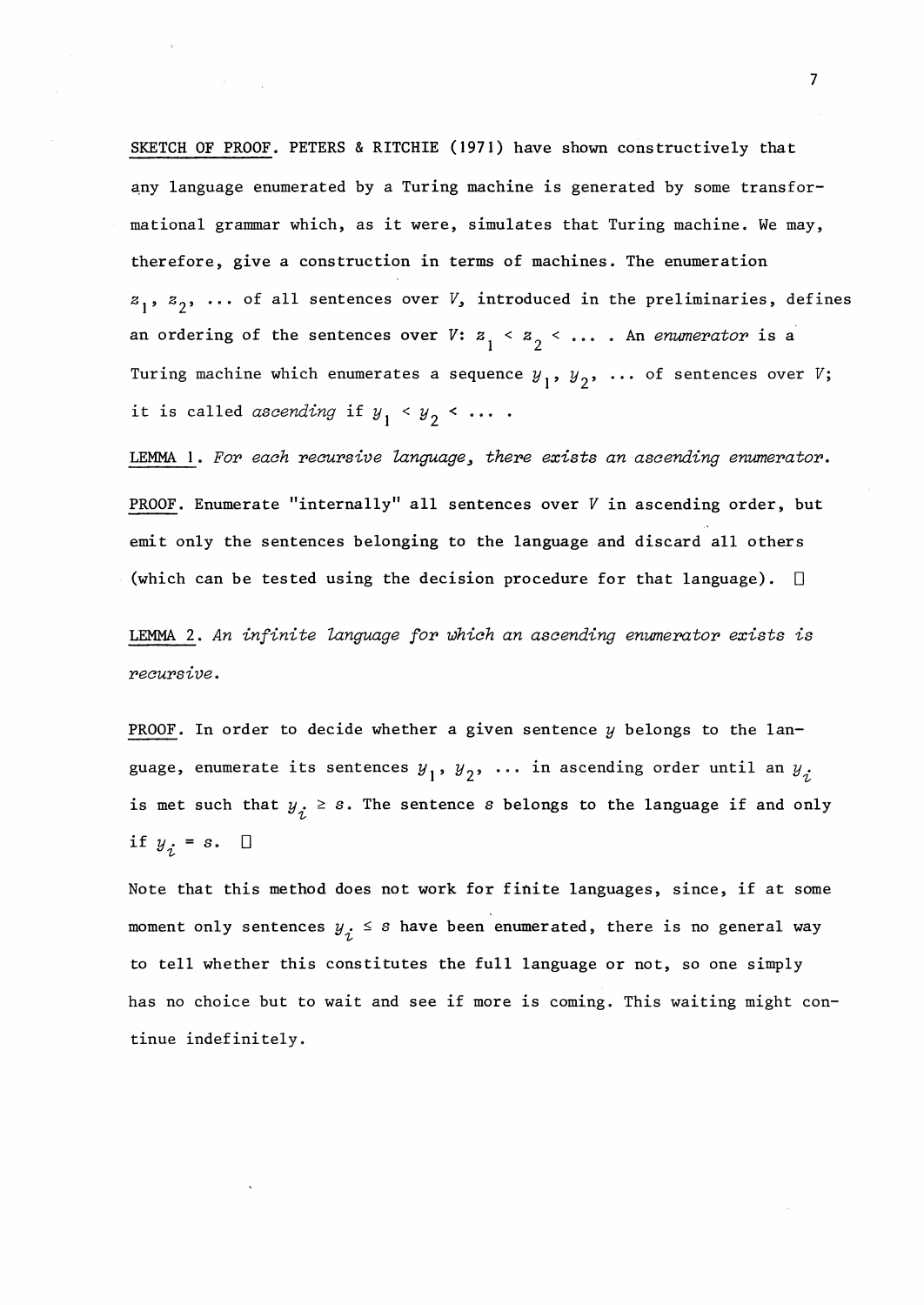<u>SKETCH OF PROOF</u>. PETERS & RITCHIE (1971) have shown constructively that any language enumerated by a Turing machine is generated by some transformational grammar which, as it were, simulates that Turing machine. We may, therefore, give a construction in terms of machines. The enumeration $z_1$, $z_2$, ... of all sentences over $V$, introduced in the preliminaries, defines an ordering of the sentences over $V$: $z_1 < z_2 < \ldots$ . An *enumerator* is a Turing machine which enumerates a sequence $y_1$, $y_2$, ... of sentences over $V$; it is called *ascending* if $y_1 < y_2 < \ldots$ .

<u>LEMMA 1</u>. *For each recursive language, there exists an ascending enumerator.*

<u>PROOF</u>. Enumerate "internally" all sentences over $V$ in ascending order, but emit only the sentences belonging to the language and discard all others (which can be tested using the decision procedure for that language). □

<u>LEMMA 2</u>. *An infinite language for which an ascending enumerator exists is recursive.*

<u>PROOF</u>. In order to decide whether a given sentence $y$ belongs to the language, enumerate its sentences $y_1$, $y_2$, ... in ascending order until an $y_i$ is met such that $y_i \geq s$. The sentence $s$ belongs to the language if and only if $y_i = s$. □

Note that this method does not work for finite languages, since, if at some moment only sentences $y_i \leq s$ have been enumerated, there is no general way to tell whether this constitutes the full language or not, so one simply has no choice but to wait and see if more is coming. This waiting might continue indefinitely.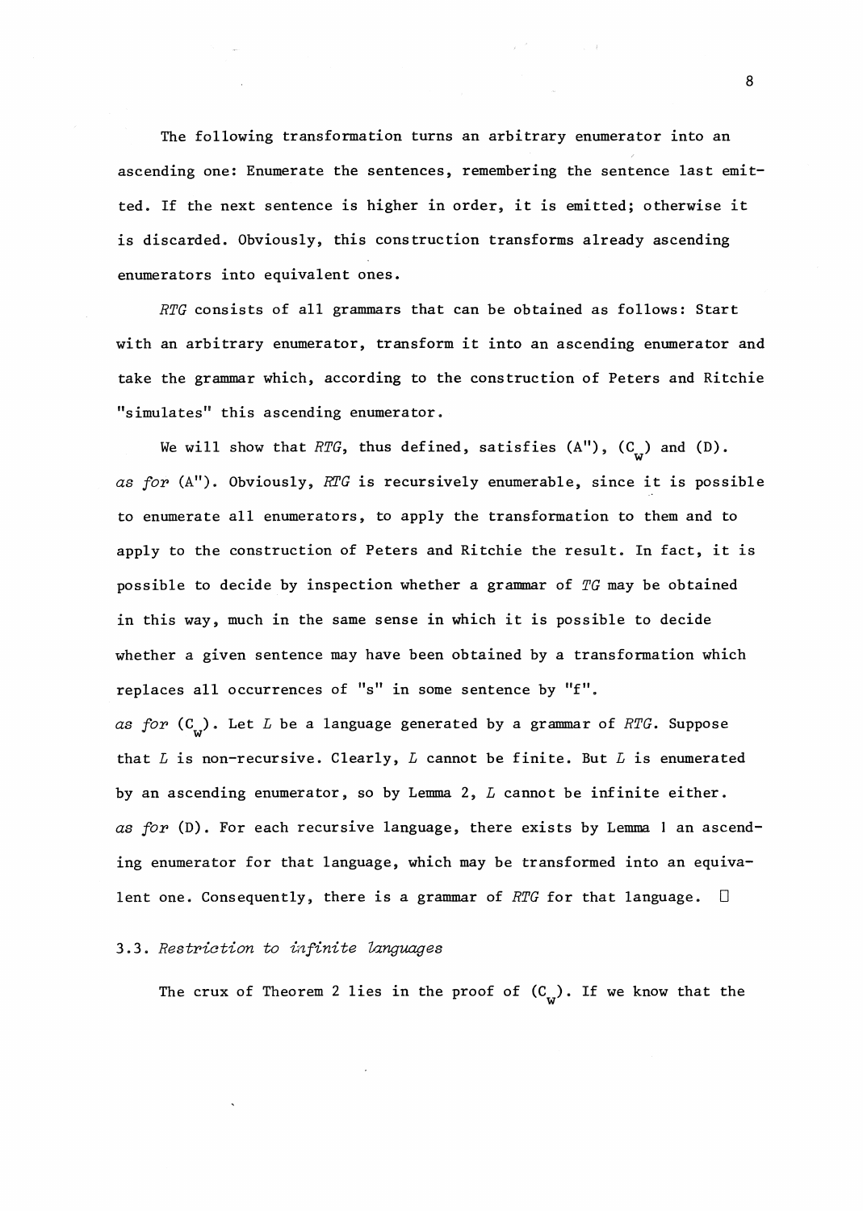The following transformation turns an arbitrary enumerator into an ascending one: Enumerate the sentences, remembering the sentence last emitted. If the next sentence is higher in order, it is emitted; otherwise it is discarded. Obviously, this construction transforms already ascending enumerators into equivalent ones.

*RTG* consists of all grammars that can be obtained as follows: Start with an arbitrary enumerator, transform it into an ascending enumerator and take the grammar which, according to the construction of Peters and Ritchie "simulates" this ascending enumerator.

We will show that *RTG*, thus defined, satisfies (A"), ($C_w$) and (D).

*as for* (A"). Obviously, *RTG* is recursively enumerable, since it is possible to enumerate all enumerators, to apply the transformation to them and to apply to the construction of Peters and Ritchie the result. In fact, it is possible to decide by inspection whether a grammar of *TG* may be obtained in this way, much in the same sense in which it is possible to decide whether a given sentence may have been obtained by a transformation which replaces all occurrences of "s" in some sentence by "f".

*as for* ($C_w$). Let *L* be a language generated by a grammar of *RTG*. Suppose that *L* is non-recursive. Clearly, *L* cannot be finite. But *L* is enumerated by an ascending enumerator, so by Lemma 2, *L* cannot be infinite either.

*as for* (D). For each recursive language, there exists by Lemma 1 an ascending enumerator for that language, which may be transformed into an equivalent one. Consequently, there is a grammar of *RTG* for that language. □

### 3.3. *Restriction to infinite languages*

The crux of Theorem 2 lies in the proof of ($C_w$). If we know that the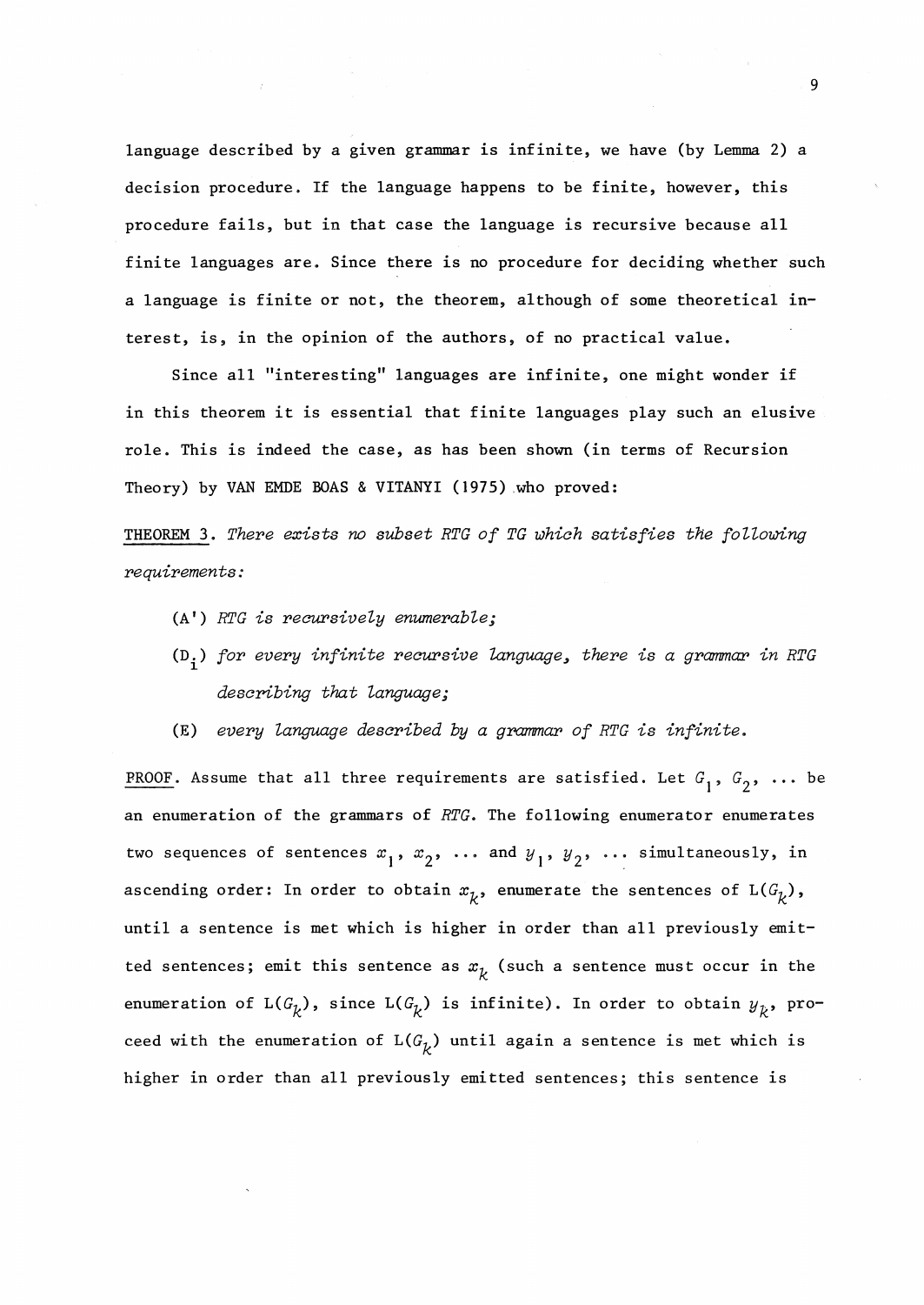language described by a given grammar is infinite, we have (by Lemma 2) a decision procedure. If the language happens to be finite, however, this procedure fails, but in that case the language is recursive because all finite languages are. Since there is no procedure for deciding whether such a language is finite or not, the theorem, although of some theoretical interest, is, in the opinion of the authors, of no practical value.

Since all "interesting" languages are infinite, one might wonder if in this theorem it is essential that finite languages play such an elusive role. This is indeed the case, as has been shown (in terms of Recursion Theory) by VAN EMDE BOAS & VITANYI (1975) who proved:

<u>THEOREM 3</u>. *There exists no subset RTG of TG which satisfies the following requirements:*

- (A') *RTG is recursively enumerable;*
- ($D_i$) *for every infinite recursive language, there is a grammar in RTG describing that language;*
- (E) *every language described by a grammar of RTG is infinite.*

<u>PROOF</u>. Assume that all three requirements are satisfied. Let $G_1$, $G_2$, ... be an enumeration of the grammars of *RTG*. The following enumerator enumerates two sequences of sentences $x_1$, $x_2$, ... and $y_1$, $y_2$, ... simultaneously, in ascending order: In order to obtain $x_k$, enumerate the sentences of $L(G_k)$, until a sentence is met which is higher in order than all previously emitted sentences; emit this sentence as $x_k$ (such a sentence must occur in the enumeration of $L(G_k)$, since $L(G_k)$ is infinite). In order to obtain $y_k$, proceed with the enumeration of $L(G_k)$ until again a sentence is met which is higher in order than all previously emitted sentences; this sentence is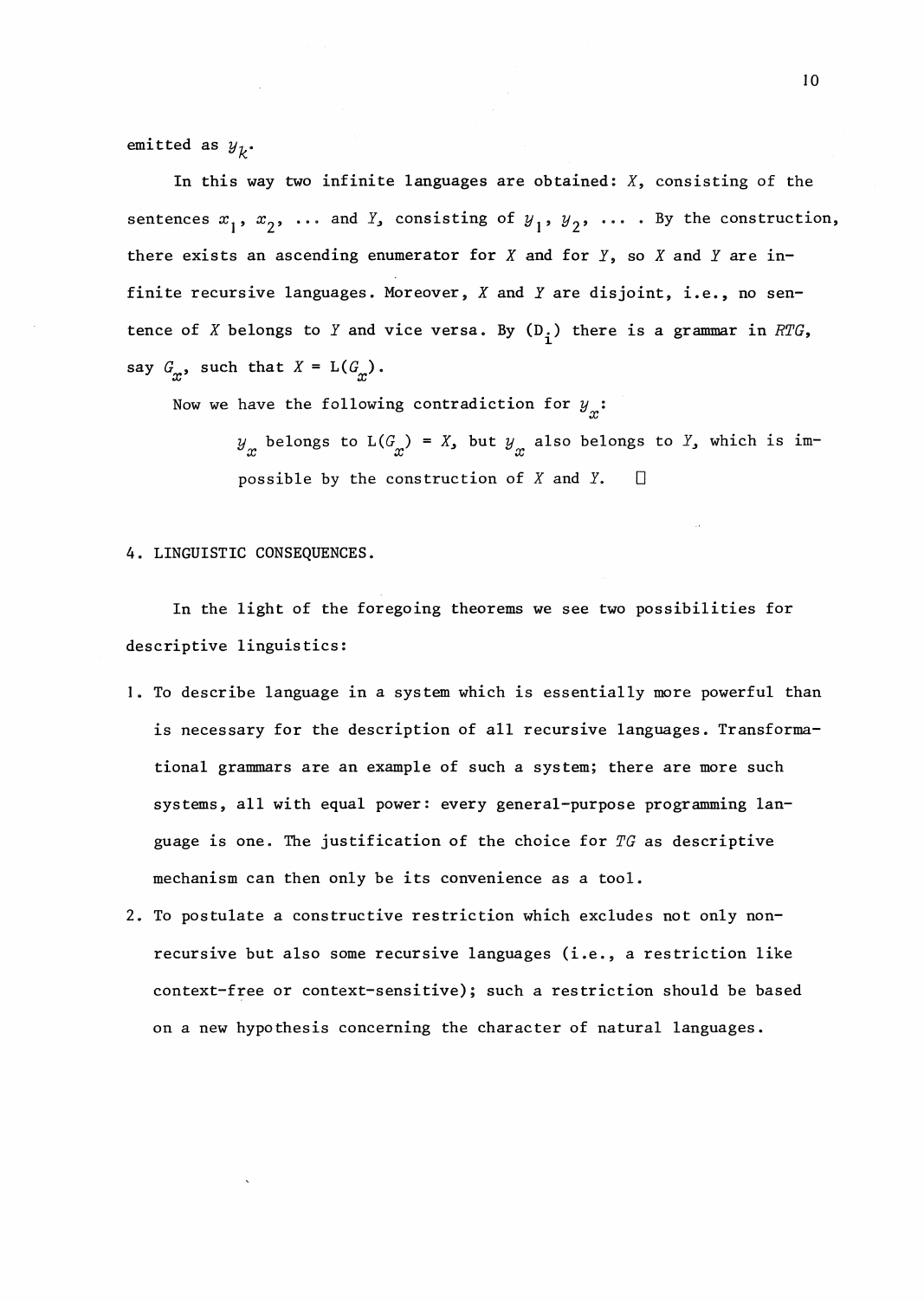emitted as $y_k$.

In this way two infinite languages are obtained: $X$, consisting of the sentences $x_1$, $x_2$, ... and $Y$, consisting of $y_1$, $y_2$, ... . By the construction, there exists an ascending enumerator for $X$ and for $Y$, so $X$ and $Y$ are infinite recursive languages. Moreover, $X$ and $Y$ are disjoint, i.e., no sentence of $X$ belongs to $Y$ and vice versa. By $(D_i)$ there is a grammar in *RTG*, say $G_x$, such that $X = L(G_x)$.

Now we have the following contradiction for $y_x$:

> $y_x$ belongs to $L(G_x) = X$, but $y_x$ also belongs to $Y$, which is impossible by the construction of $X$ and $Y$. □

## 4. LINGUISTIC CONSEQUENCES.

In the light of the foregoing theorems we see two possibilities for descriptive linguistics:

1. To describe language in a system which is essentially more powerful than is necessary for the description of all recursive languages. Transformational grammars are an example of such a system; there are more such systems, all with equal power: every general-purpose programming language is one. The justification of the choice for *TG* as descriptive mechanism can then only be its convenience as a tool.
2. To postulate a constructive restriction which excludes not only non-recursive but also some recursive languages (i.e., a restriction like context-free or context-sensitive); such a restriction should be based on a new hypothesis concerning the character of natural languages.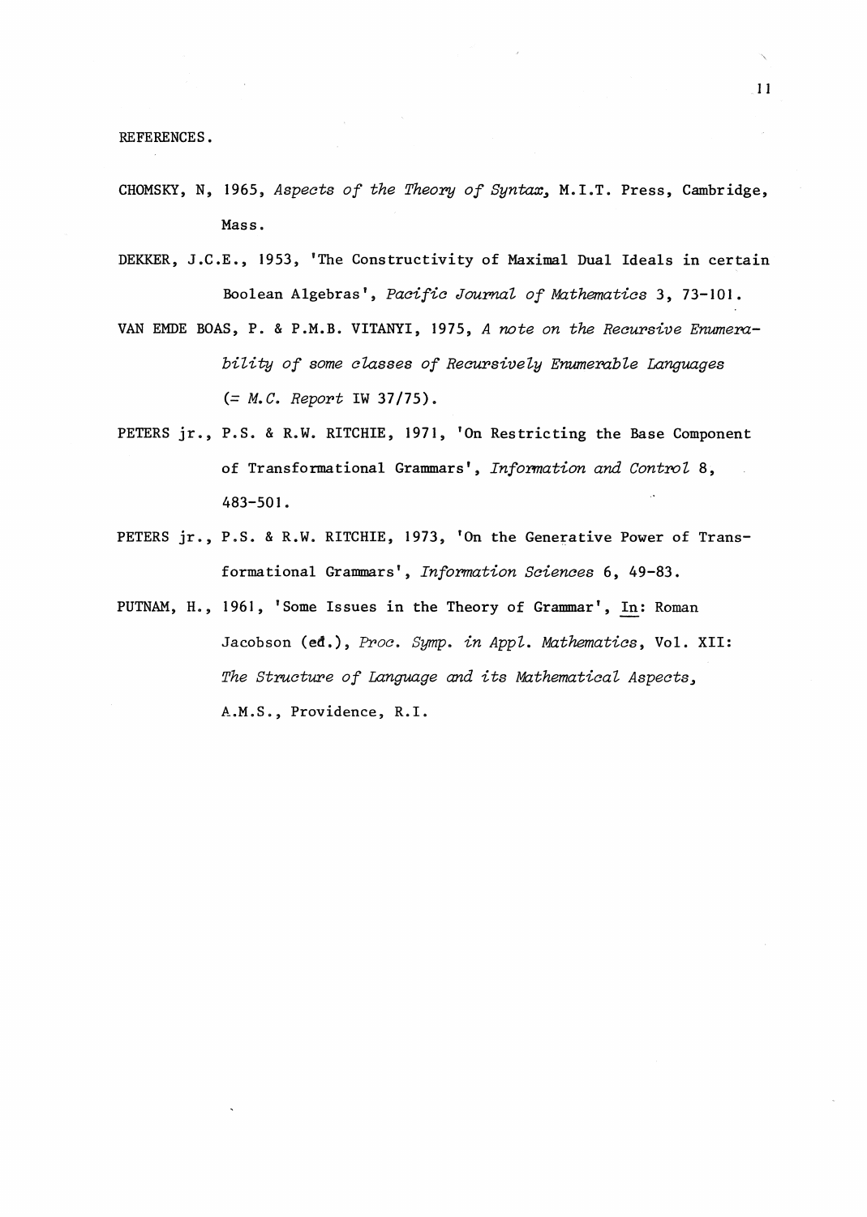REFERENCES.

CHOMSKY, N, 1965, *Aspects of the Theory of Syntax*, M.I.T. Press, Cambridge, Mass.

DEKKER, J.C.E., 1953, 'The Constructivity of Maximal Dual Ideals in certain Boolean Algebras', *Pacific Journal of Mathematics* 3, 73-101.

VAN EMDE BOAS, P. & P.M.B. VITANYI, 1975, *A note on the Recursive Enumerability of some classes of Recursively Enumerable Languages* (= *M.C. Report* IW 37/75).

PETERS jr., P.S. & R.W. RITCHIE, 1971, 'On Restricting the Base Component of Transformational Grammars', *Information and Control* 8, 483-501.

PETERS jr., P.S. & R.W. RITCHIE, 1973, 'On the Generative Power of Transformational Grammars', *Information Sciences* 6, 49-83.

PUTNAM, H., 1961, 'Some Issues in the Theory of Grammar', In: Roman Jacobson (ed.), *Proc. Symp. in Appl. Mathematics*, Vol. XII: *The Structure of Language and its Mathematical Aspects*, A.M.S., Providence, R.I.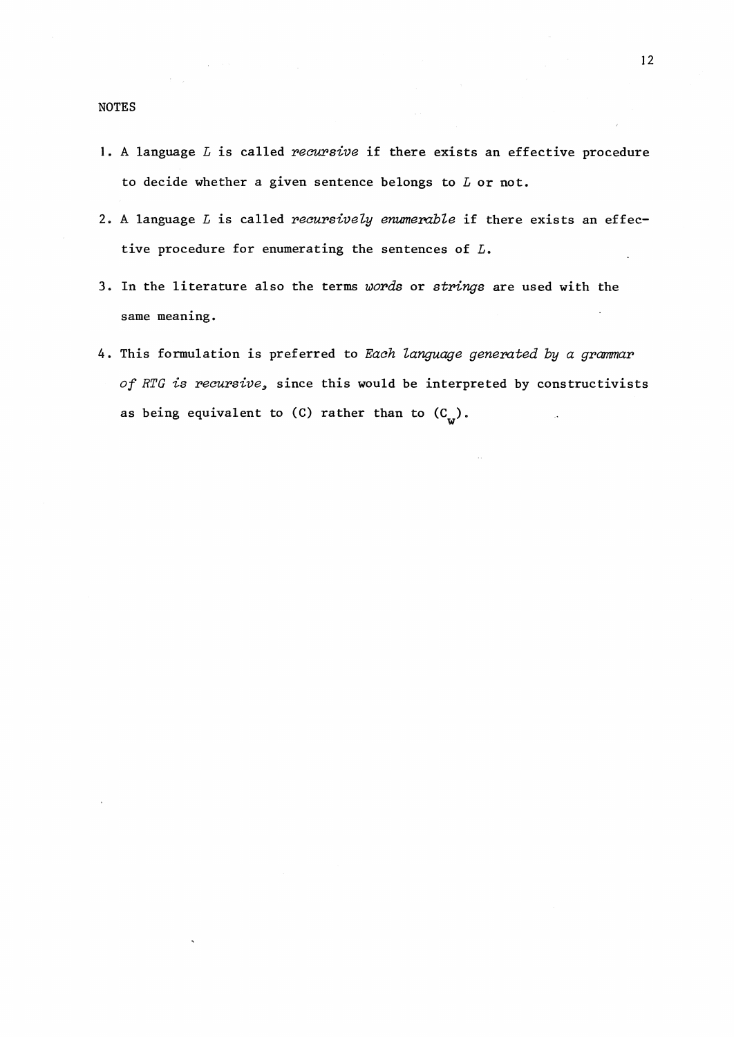NOTES

1. A language *L* is called *recursive* if there exists an effective procedure to decide whether a given sentence belongs to *L* or not.

2. A language *L* is called *recursively enumerable* if there exists an effective procedure for enumerating the sentences of *L*.

3. In the literature also the terms *words* or *strings* are used with the same meaning.

4. This formulation is preferred to *Each language generated by a grammar of RTG is recursive,* since this would be interpreted by constructivists as being equivalent to (C) rather than to ($C_w$).